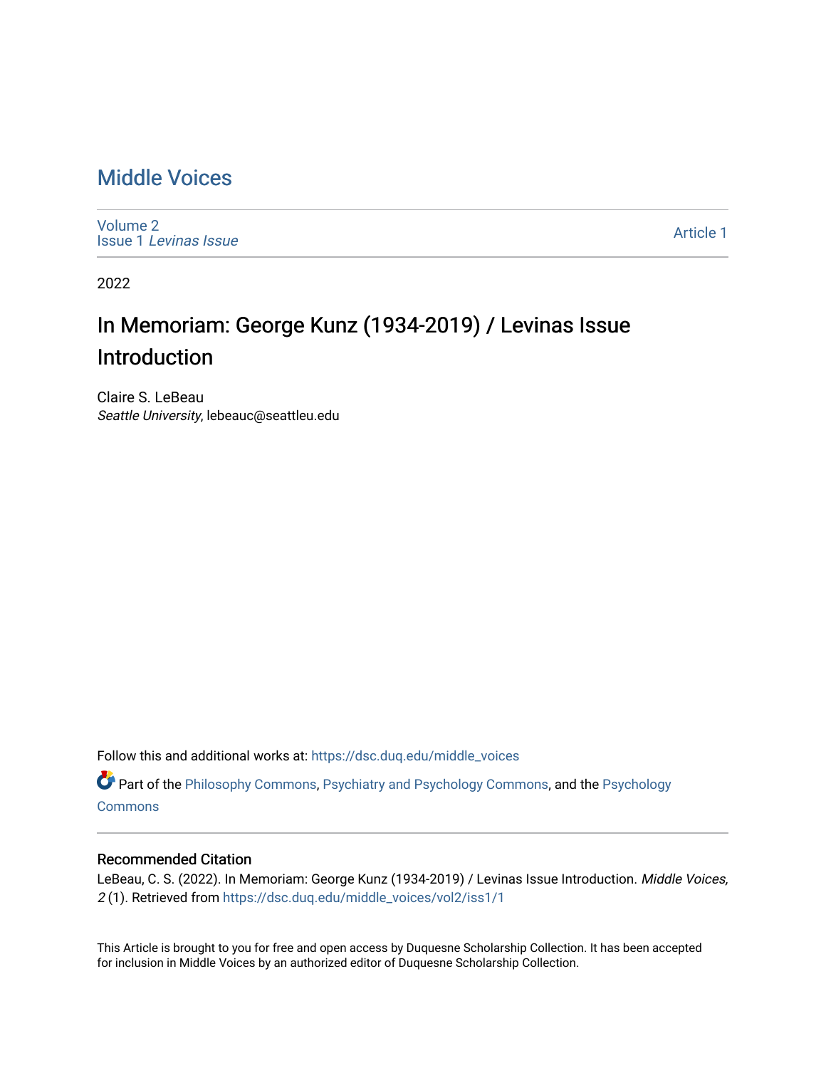# Middle Voices

Volume 2
Issue 1 *Levinas Issue*

Article 1

2022

## In Memoriam: George Kunz (1934-2019) / Levinas Issue Introduction

Claire S. LeBeau
*Seattle University*, lebeauc@seattleu.edu

Follow this and additional works at: https://dsc.duq.edu/middle_voices

Part of the Philosophy Commons, Psychiatry and Psychology Commons, and the Psychology Commons

### Recommended Citation

LeBeau, C. S. (2022). In Memoriam: George Kunz (1934-2019) / Levinas Issue Introduction. *Middle Voices, 2* (1). Retrieved from https://dsc.duq.edu/middle_voices/vol2/iss1/1

This Article is brought to you for free and open access by Duquesne Scholarship Collection. It has been accepted for inclusion in Middle Voices by an authorized editor of Duquesne Scholarship Collection.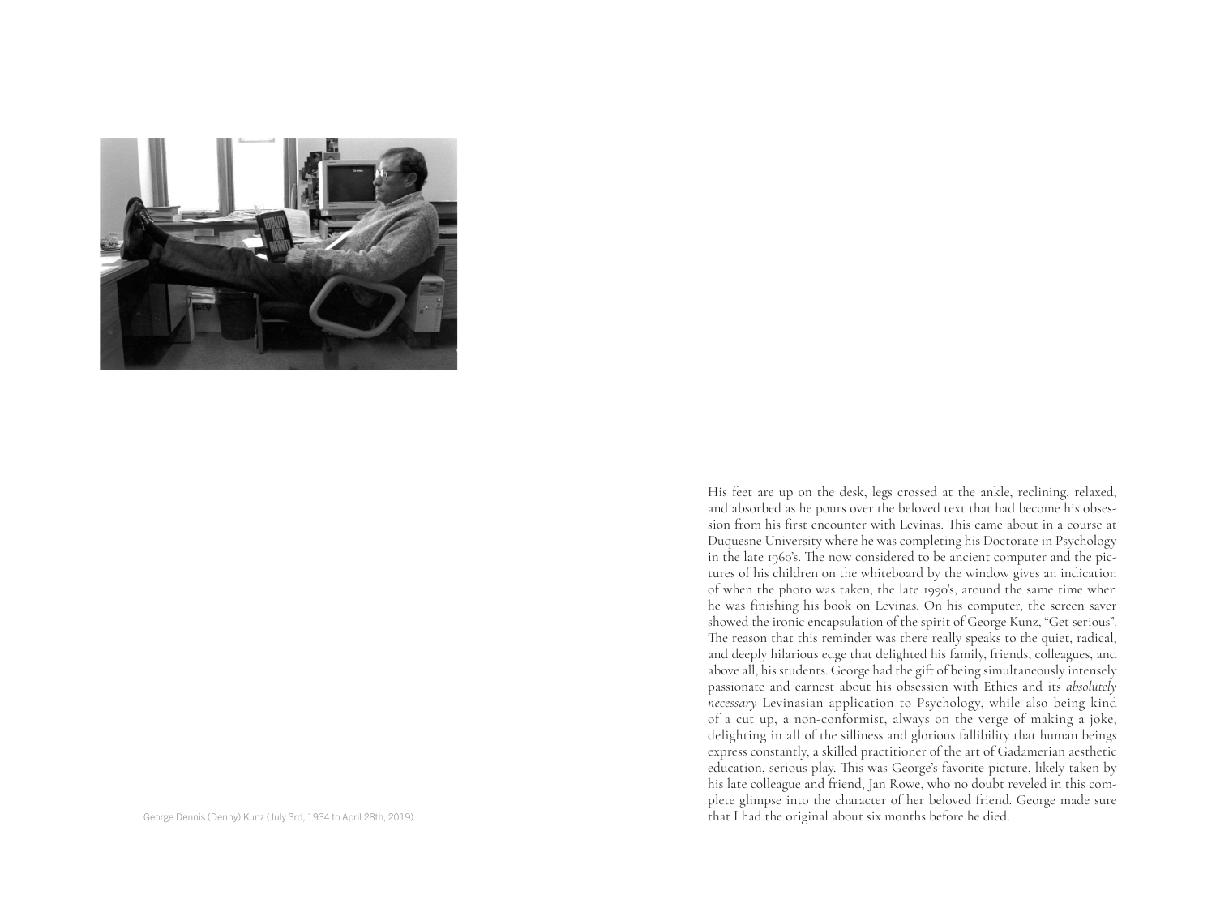George Dennis (Denny) Kunz (July 3rd, 1934 to April 28th, 2019)

His feet are up on the desk, legs crossed at the ankle, reclining, relaxed, and absorbed as he pours over the beloved text that had become his obsession from his first encounter with Levinas. This came about in a course at Duquesne University where he was completing his Doctorate in Psychology in the late 1960's. The now considered to be ancient computer and the pictures of his children on the whiteboard by the window gives an indication of when the photo was taken, the late 1990's, around the same time when he was finishing his book on Levinas. On his computer, the screen saver showed the ironic encapsulation of the spirit of George Kunz, "Get serious". The reason that this reminder was there really speaks to the quiet, radical, and deeply hilarious edge that delighted his family, friends, colleagues, and above all, his students. George had the gift of being simultaneously intensely passionate and earnest about his obsession with Ethics and its *absolutely necessary* Levinasian application to Psychology, while also being kind of a cut up, a non-conformist, always on the verge of making a joke, delighting in all of the silliness and glorious fallibility that human beings express constantly, a skilled practitioner of the art of Gadamerian aesthetic education, serious play. This was George's favorite picture, likely taken by his late colleague and friend, Jan Rowe, who no doubt reveled in this complete glimpse into the character of her beloved friend. George made sure that I had the original about six months before he died.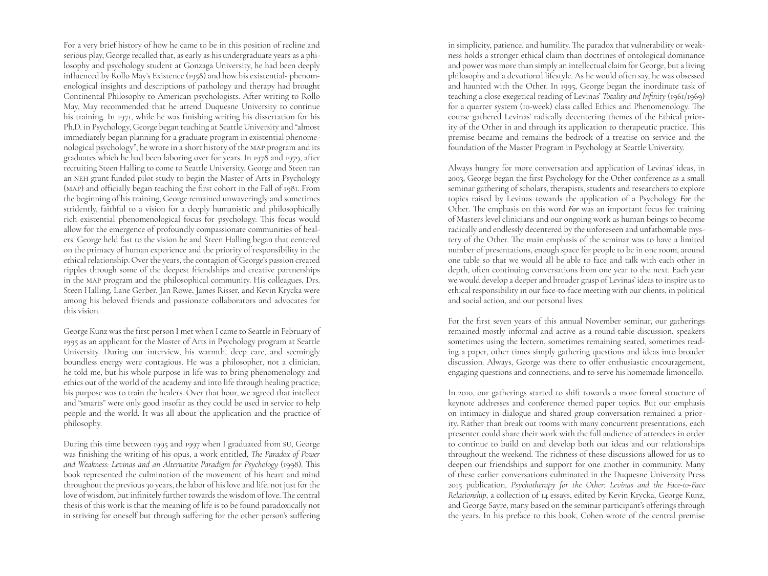For a very brief history of how he came to be in this position of recline and serious play, George recalled that, as early as his undergraduate years as a philosophy and psychology student at Gonzaga University, he had been deeply influenced by Rollo May's Existence (1958) and how his existential- phenomenological insights and descriptions of pathology and therapy had brought Continental Philosophy to American psychologists. After writing to Rollo May, May recommended that he attend Duquesne University to continue his training. In 1971, while he was finishing writing his dissertation for his Ph.D. in Psychology, George began teaching at Seattle University and "almost immediately began planning for a graduate program in existential phenomenological psychology", he wrote in a short history of the MAP program and its graduates which he had been laboring over for years. In 1978 and 1979, after recruiting Steen Halling to come to Seattle University, George and Steen ran an NEH grant funded pilot study to begin the Master of Arts in Psychology (MAP) and officially began teaching the first cohort in the Fall of 1981. From the beginning of his training, George remained unwaveringly and sometimes stridently, faithful to a vision for a deeply humanistic and philosophically rich existential phenomenological focus for psychology. This focus would allow for the emergence of profoundly compassionate communities of healers. George held fast to the vision he and Steen Halling began that centered on the primacy of human experience and the priority of responsibility in the ethical relationship. Over the years, the contagion of George's passion created ripples through some of the deepest friendships and creative partnerships in the MAP program and the philosophical community. His colleagues, Drs. Steen Halling, Lane Gerber, Jan Rowe, James Risser, and Kevin Krycka were among his beloved friends and passionate collaborators and advocates for this vision.

George Kunz was the first person I met when I came to Seattle in February of 1995 as an applicant for the Master of Arts in Psychology program at Seattle University. During our interview, his warmth, deep care, and seemingly boundless energy were contagious. He was a philosopher, not a clinician, he told me, but his whole purpose in life was to bring phenomenology and ethics out of the world of the academy and into life through healing practice; his purpose was to train the healers. Over that hour, we agreed that intellect and "smarts" were only good insofar as they could be used in service to help people and the world. It was all about the application and the practice of philosophy.

During this time between 1995 and 1997 when I graduated from SU, George was finishing the writing of his opus, a work entitled, *The Paradox of Power and Weakness: Levinas and an Alternative Paradigm for Psychology* (1998). This book represented the culmination of the movement of his heart and mind throughout the previous 30 years, the labor of his love and life, not just for the love of wisdom, but infinitely further towards the wisdom of love. The central thesis of this work is that the meaning of life is to be found paradoxically not in striving for oneself but through suffering for the other person's suffering in simplicity, patience, and humility. The paradox that vulnerability or weakness holds a stronger ethical claim than doctrines of ontological dominance and power was more than simply an intellectual claim for George, but a living philosophy and a devotional lifestyle. As he would often say, he was obsessed and haunted with the Other. In 1995, George began the inordinate task of teaching a close exegetical reading of Levinas' *Totality and Infinity* (1961/1969) for a quarter system (10-week) class called Ethics and Phenomenology. The course gathered Levinas' radically decentering themes of the Ethical priority of the Other in and through its application to therapeutic practice. This premise became and remains the bedrock of a treatise on service and the foundation of the Master Program in Psychology at Seattle University.

Always hungry for more conversation and application of Levinas' ideas, in 2003, George began the first Psychology for the Other conference as a small seminar gathering of scholars, therapists, students and researchers to explore topics raised by Levinas towards the application of a Psychology ***For*** the Other. The emphasis on this word ***For*** was an important focus for training of Masters level clinicians and our ongoing work as human beings to become radically and endlessly decentered by the unforeseen and unfathomable mystery of the Other. The main emphasis of the seminar was to have a limited number of presentations, enough space for people to be in one room, around one table so that we would all be able to face and talk with each other in depth, often continuing conversations from one year to the next. Each year we would develop a deeper and broader grasp of Levinas' ideas to inspire us to ethical responsibility in our face-to-face meeting with our clients, in political and social action, and our personal lives.

For the first seven years of this annual November seminar, our gatherings remained mostly informal and active as a round-table discussion, speakers sometimes using the lectern, sometimes remaining seated, sometimes reading a paper, other times simply gathering questions and ideas into broader discussion. Always, George was there to offer enthusiastic encouragement, engaging questions and connections, and to serve his homemade limoncello.

In 2010, our gatherings started to shift towards a more formal structure of keynote addresses and conference themed paper topics. But our emphasis on intimacy in dialogue and shared group conversation remained a priority. Rather than break out rooms with many concurrent presentations, each presenter could share their work with the full audience of attendees in order to continue to build on and develop both our ideas and our relationships throughout the weekend. The richness of these discussions allowed for us to deepen our friendships and support for one another in community. Many of these earlier conversations culminated in the Duquesne University Press 2015 publication, *Psychotherapy for the Other: Levinas and the Face-to-Face Relationship*, a collection of 14 essays, edited by Kevin Krycka, George Kunz, and George Sayre, many based on the seminar participant's offerings through the years. In his preface to this book, Cohen wrote of the central premise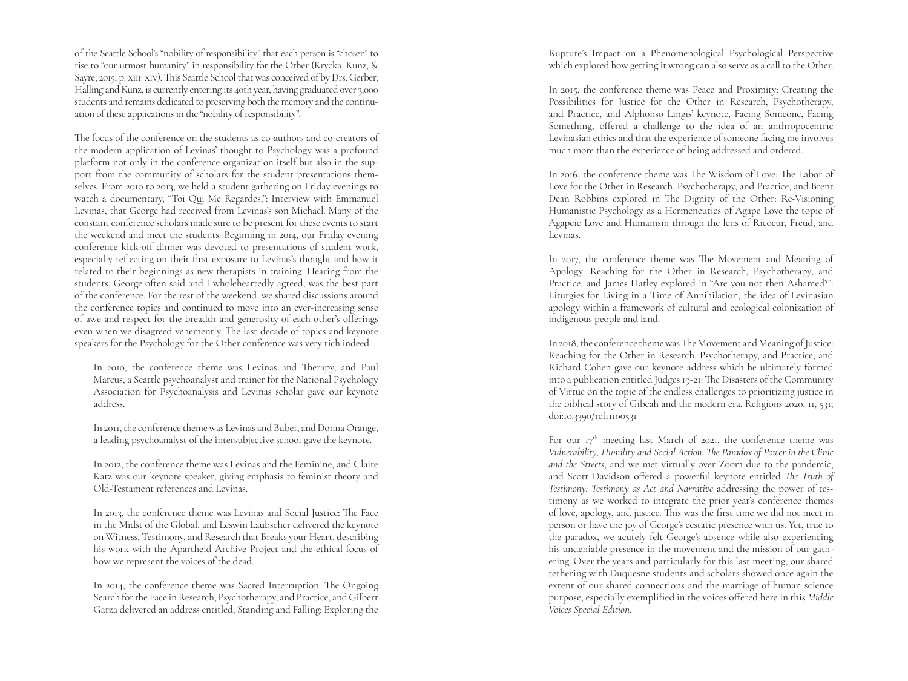of the Seattle School's "nobility of responsibility" that each person is "chosen" to rise to "our utmost humanity" in responsibility for the Other (Krycka, Kunz, & Sayre, 2015, p. xiii–xiv). This Seattle School that was conceived of by Drs. Gerber, Halling and Kunz, is currently entering its 40th year, having graduated over 3,000 students and remains dedicated to preserving both the memory and the continuation of these applications in the "nobility of responsibility".

The focus of the conference on the students as co-authors and co-creators of the modern application of Levinas' thought to Psychology was a profound platform not only in the conference organization itself but also in the support from the community of scholars for the student presentations themselves. From 2010 to 2013, we held a student gathering on Friday evenings to watch a documentary, "Toi Qui Me Regardes,": Interview with Emmanuel Levinas, that George had received from Levinas's son Michaël. Many of the constant conference scholars made sure to be present for these events to start the weekend and meet the students. Beginning in 2014, our Friday evening conference kick-off dinner was devoted to presentations of student work, especially reflecting on their first exposure to Levinas's thought and how it related to their beginnings as new therapists in training. Hearing from the students, George often said and I wholeheartedly agreed, was the best part of the conference. For the rest of the weekend, we shared discussions around the conference topics and continued to move into an ever-increasing sense of awe and respect for the breadth and generosity of each other's offerings even when we disagreed vehemently. The last decade of topics and keynote speakers for the Psychology for the Other conference was very rich indeed:

> In 2010, the conference theme was Levinas and Therapy, and Paul Marcus, a Seattle psychoanalyst and trainer for the National Psychology Association for Psychoanalysis and Levinas scholar gave our keynote address.
>
> In 2011, the conference theme was Levinas and Buber, and Donna Orange, a leading psychoanalyst of the intersubjective school gave the keynote.
>
> In 2012, the conference theme was Levinas and the Feminine, and Claire Katz was our keynote speaker, giving emphasis to feminist theory and Old-Testament references and Levinas.
>
> In 2013, the conference theme was Levinas and Social Justice: The Face in the Midst of the Global, and Leswin Laubscher delivered the keynote on Witness, Testimony, and Research that Breaks your Heart, describing his work with the Apartheid Archive Project and the ethical focus of how we represent the voices of the dead.
>
> In 2014, the conference theme was Sacred Interruption: The Ongoing Search for the Face in Research, Psychotherapy, and Practice, and Gilbert Garza delivered an address entitled, Standing and Falling: Exploring the Rupture's Impact on a Phenomenological Psychological Perspective which explored how getting it wrong can also serve as a call to the Other.
>
> In 2015, the conference theme was Peace and Proximity: Creating the Possibilities for Justice for the Other in Research, Psychotherapy, and Practice, and Alphonso Lingis' keynote, Facing Someone, Facing Something, offered a challenge to the idea of an anthropocentric Levinasian ethics and that the experience of someone facing me involves much more than the experience of being addressed and ordered.
>
> In 2016, the conference theme was The Wisdom of Love: The Labor of Love for the Other in Research, Psychotherapy, and Practice, and Brent Dean Robbins explored in The Dignity of the Other: Re-Visioning Humanistic Psychology as a Hermeneutics of Agape Love the topic of Agapeic Love and Humanism through the lens of Ricoeur, Freud, and Levinas.
>
> In 2017, the conference theme was The Movement and Meaning of Apology: Reaching for the Other in Research, Psychotherapy, and Practice, and James Hatley explored in "Are you not then Ashamed?": Liturgies for Living in a Time of Annihilation, the idea of Levinasian apology within a framework of cultural and ecological colonization of indigenous people and land.
>
> In 2018, the conference theme was The Movement and Meaning of Justice: Reaching for the Other in Research, Psychotherapy, and Practice, and Richard Cohen gave our keynote address which he ultimately formed into a publication entitled Judges 19-21: The Disasters of the Community of Virtue on the topic of the endless challenges to prioritizing justice in the biblical story of Gibeah and the modern era. Religions 2020, 11, 531; doi:10.3390/rel11100531

For our 17th meeting last March of 2021, the conference theme was *Vulnerability, Humility and Social Action: The Paradox of Power in the Clinic and the Streets*, and we met virtually over Zoom due to the pandemic, and Scott Davidson offered a powerful keynote entitled *The Truth of Testimony: Testimony as Act and Narrative* addressing the power of testimony as we worked to integrate the prior year's conference themes of love, apology, and justice. This was the first time we did not meet in person or have the joy of George's ecstatic presence with us. Yet, true to the paradox, we acutely felt George's absence while also experiencing his undeniable presence in the movement and the mission of our gathering. Over the years and particularly for this last meeting, our shared tethering with Duquesne students and scholars showed once again the extent of our shared connections and the marriage of human science purpose, especially exemplified in the voices offered here in this *Middle Voices Special Edition*.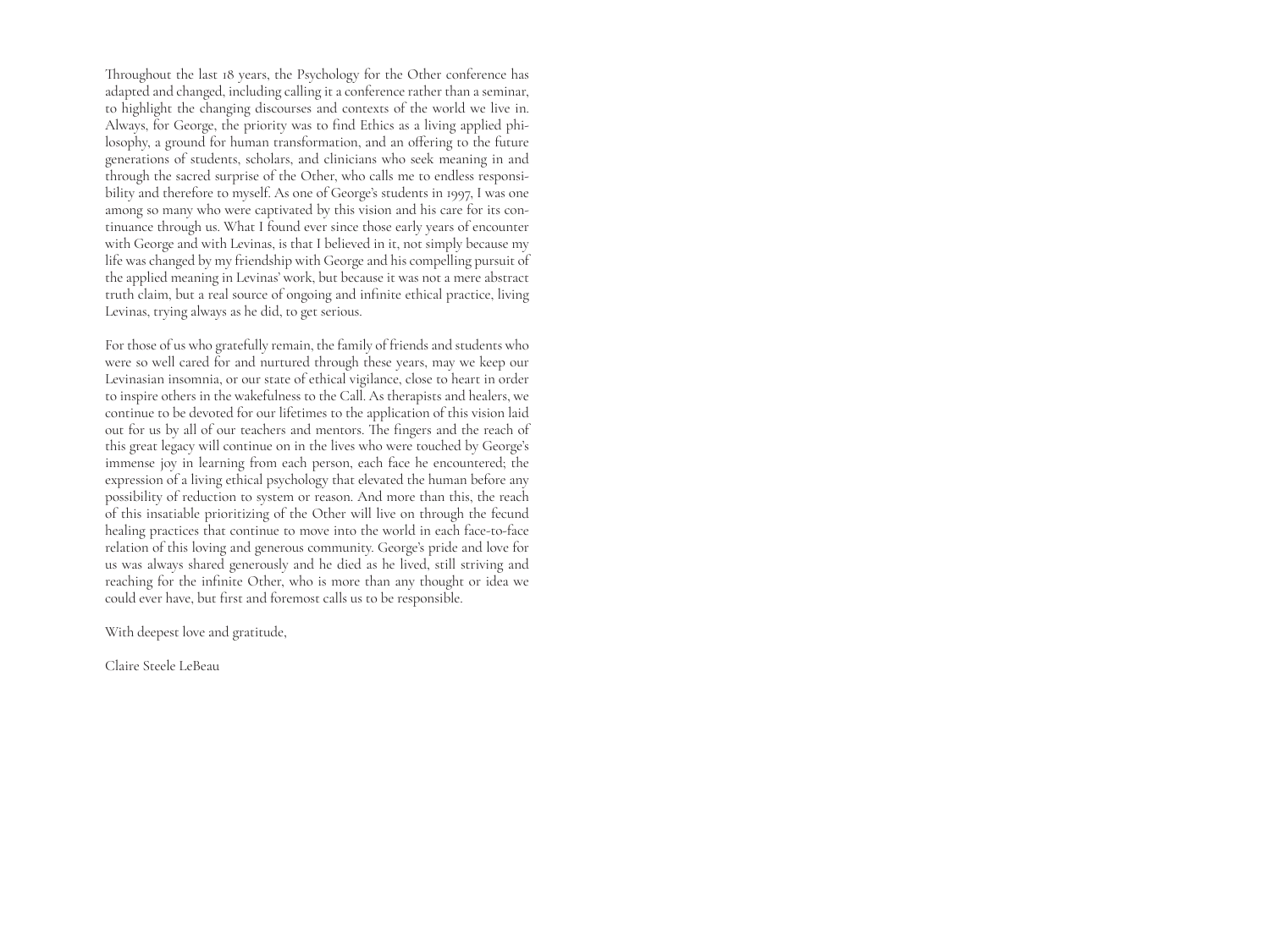Throughout the last 18 years, the Psychology for the Other conference has adapted and changed, including calling it a conference rather than a seminar, to highlight the changing discourses and contexts of the world we live in. Always, for George, the priority was to find Ethics as a living applied philosophy, a ground for human transformation, and an offering to the future generations of students, scholars, and clinicians who seek meaning in and through the sacred surprise of the Other, who calls me to endless responsibility and therefore to myself. As one of George's students in 1997, I was one among so many who were captivated by this vision and his care for its continuance through us. What I found ever since those early years of encounter with George and with Levinas, is that I believed in it, not simply because my life was changed by my friendship with George and his compelling pursuit of the applied meaning in Levinas' work, but because it was not a mere abstract truth claim, but a real source of ongoing and infinite ethical practice, living Levinas, trying always as he did, to get serious.

For those of us who gratefully remain, the family of friends and students who were so well cared for and nurtured through these years, may we keep our Levinasian insomnia, or our state of ethical vigilance, close to heart in order to inspire others in the wakefulness to the Call. As therapists and healers, we continue to be devoted for our lifetimes to the application of this vision laid out for us by all of our teachers and mentors. The fingers and the reach of this great legacy will continue on in the lives who were touched by George's immense joy in learning from each person, each face he encountered; the expression of a living ethical psychology that elevated the human before any possibility of reduction to system or reason. And more than this, the reach of this insatiable prioritizing of the Other will live on through the fecund healing practices that continue to move into the world in each face-to-face relation of this loving and generous community. George's pride and love for us was always shared generously and he died as he lived, still striving and reaching for the infinite Other, who is more than any thought or idea we could ever have, but first and foremost calls us to be responsible.

With deepest love and gratitude,

Claire Steele LeBeau